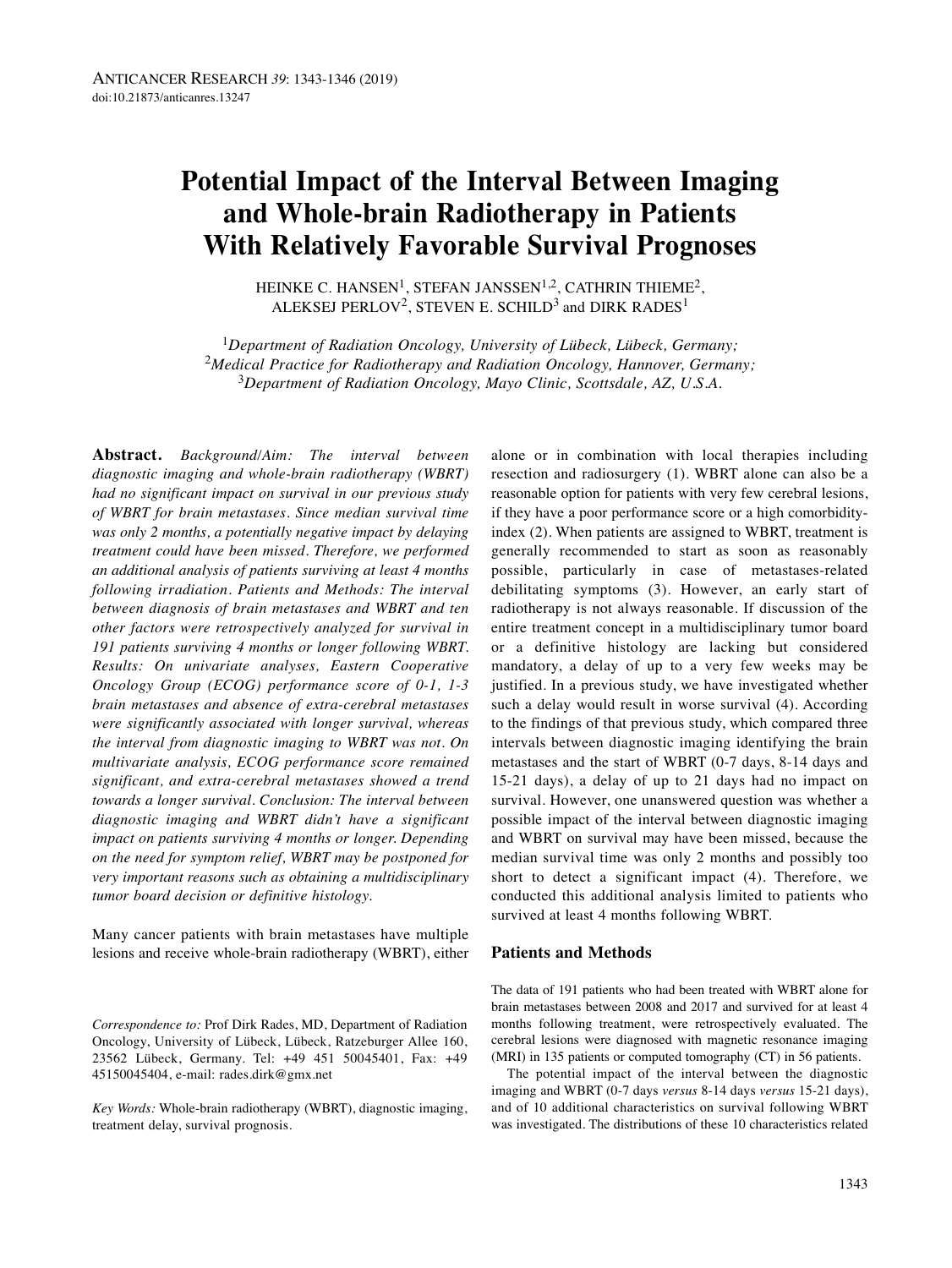# Potential Impact of the Interval Between Imaging and Whole-brain Radiotherapy in Patients With Relatively Favorable Survival Prognoses

HEINKE C. HANSEN[1], STEFAN JANSSEN[1,2], CATHRIN THIEME[2], ALEKSEJ PERLOV[2], STEVEN E. SCHILD[3] and DIRK RADES[1]

[1]*Department of Radiation Oncology, University of Lübeck, Lübeck, Germany;*
[2]*Medical Practice for Radiotherapy and Radiation Oncology, Hannover, Germany;*
[3]*Department of Radiation Oncology, Mayo Clinic, Scottsdale, AZ, U.S.A.*

**Abstract.** *Background/Aim: The interval between diagnostic imaging and whole-brain radiotherapy (WBRT) had no significant impact on survival in our previous study of WBRT for brain metastases. Since median survival time was only 2 months, a potentially negative impact by delaying treatment could have been missed. Therefore, we performed an additional analysis of patients surviving at least 4 months following irradiation. Patients and Methods: The interval between diagnosis of brain metastases and WBRT and ten other factors were retrospectively analyzed for survival in 191 patients surviving 4 months or longer following WBRT. Results: On univariate analyses, Eastern Cooperative Oncology Group (ECOG) performance score of 0-1, 1-3 brain metastases and absence of extra-cerebral metastases were significantly associated with longer survival, whereas the interval from diagnostic imaging to WBRT was not. On multivariate analysis, ECOG performance score remained significant, and extra-cerebral metastases showed a trend towards a longer survival. Conclusion: The interval between diagnostic imaging and WBRT didn't have a significant impact on patients surviving 4 months or longer. Depending on the need for symptom relief, WBRT may be postponed for very important reasons such as obtaining a multidisciplinary tumor board decision or definitive histology.*

Many cancer patients with brain metastases have multiple lesions and receive whole-brain radiotherapy (WBRT), either alone or in combination with local therapies including resection and radiosurgery (1). WBRT alone can also be a reasonable option for patients with very few cerebral lesions, if they have a poor performance score or a high comorbidity-index (2). When patients are assigned to WBRT, treatment is generally recommended to start as soon as reasonably possible, particularly in case of metastases-related debilitating symptoms (3). However, an early start of radiotherapy is not always reasonable. If discussion of the entire treatment concept in a multidisciplinary tumor board or a definitive histology are lacking but considered mandatory, a delay of up to a very few weeks may be justified. In a previous study, we have investigated whether such a delay would result in worse survival (4). According to the findings of that previous study, which compared three intervals between diagnostic imaging identifying the brain metastases and the start of WBRT (0-7 days, 8-14 days and 15-21 days), a delay of up to 21 days had no impact on survival. However, one unanswered question was whether a possible impact of the interval between diagnostic imaging and WBRT on survival may have been missed, because the median survival time was only 2 months and possibly too short to detect a significant impact (4). Therefore, we conducted this additional analysis limited to patients who survived at least 4 months following WBRT.

## Patients and Methods

The data of 191 patients who had been treated with WBRT alone for brain metastases between 2008 and 2017 and survived for at least 4 months following treatment, were retrospectively evaluated. The cerebral lesions were diagnosed with magnetic resonance imaging (MRI) in 135 patients or computed tomography (CT) in 56 patients.

The potential impact of the interval between the diagnostic imaging and WBRT (0-7 days *versus* 8-14 days *versus* 15-21 days), and of 10 additional characteristics on survival following WBRT was investigated. The distributions of these 10 characteristics related

*Correspondence to:* Prof Dirk Rades, MD, Department of Radiation Oncology, University of Lübeck, Lübeck, Ratzeburger Allee 160, 23562 Lübeck, Germany. Tel: +49 451 50045401, Fax: +49 45150045404, e-mail: rades.dirk@gmx.net

*Key Words:* Whole-brain radiotherapy (WBRT), diagnostic imaging, treatment delay, survival prognosis.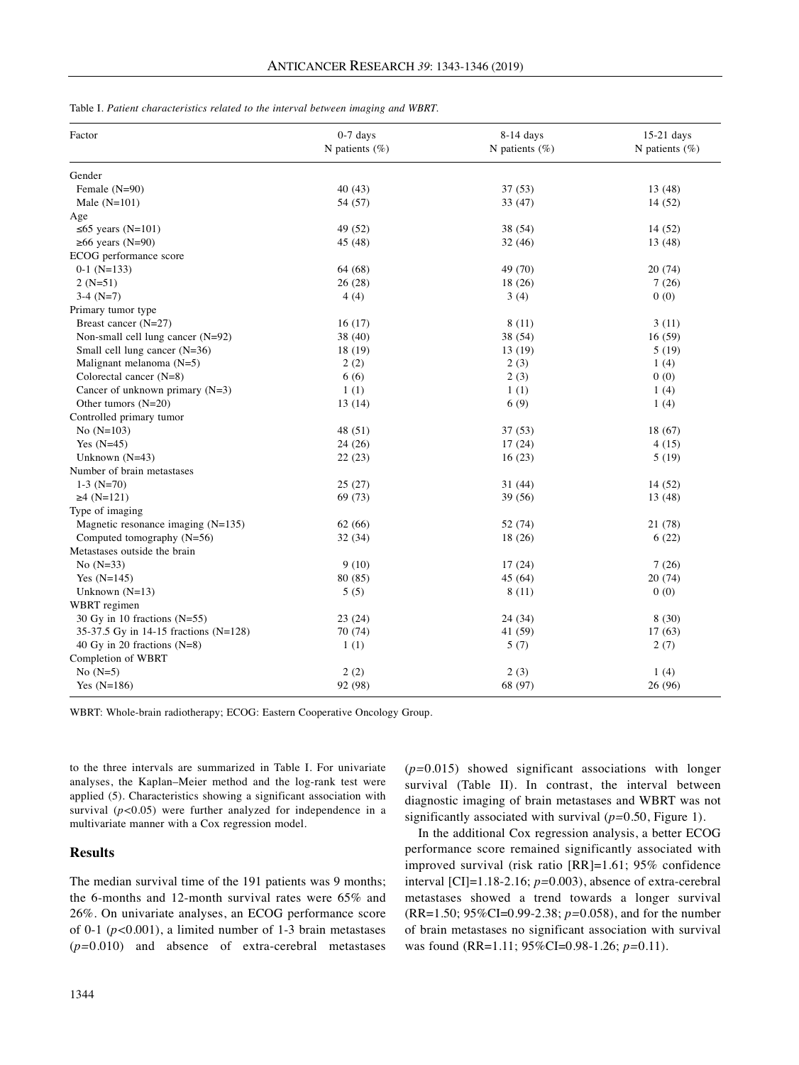Table I. *Patient characteristics related to the interval between imaging and WBRT.*

| Factor | 0-7 days N patients (%) | 8-14 days N patients (%) | 15-21 days N patients (%) |
|---|---|---|---|
| Gender | | | |
| Female (N=90) | 40 (43) | 37 (53) | 13 (48) |
| Male (N=101) | 54 (57) | 33 (47) | 14 (52) |
| Age | | | |
| ≤65 years (N=101) | 49 (52) | 38 (54) | 14 (52) |
| ≥66 years (N=90) | 45 (48) | 32 (46) | 13 (48) |
| ECOG performance score | | | |
| 0-1 (N=133) | 64 (68) | 49 (70) | 20 (74) |
| 2 (N=51) | 26 (28) | 18 (26) | 7 (26) |
| 3-4 (N=7) | 4 (4) | 3 (4) | 0 (0) |
| Primary tumor type | | | |
| Breast cancer (N=27) | 16 (17) | 8 (11) | 3 (11) |
| Non-small cell lung cancer (N=92) | 38 (40) | 38 (54) | 16 (59) |
| Small cell lung cancer (N=36) | 18 (19) | 13 (19) | 5 (19) |
| Malignant melanoma (N=5) | 2 (2) | 2 (3) | 1 (4) |
| Colorectal cancer (N=8) | 6 (6) | 2 (3) | 0 (0) |
| Cancer of unknown primary (N=3) | 1 (1) | 1 (1) | 1 (4) |
| Other tumors (N=20) | 13 (14) | 6 (9) | 1 (4) |
| Controlled primary tumor | | | |
| No (N=103) | 48 (51) | 37 (53) | 18 (67) |
| Yes (N=45) | 24 (26) | 17 (24) | 4 (15) |
| Unknown (N=43) | 22 (23) | 16 (23) | 5 (19) |
| Number of brain metastases | | | |
| 1-3 (N=70) | 25 (27) | 31 (44) | 14 (52) |
| ≥4 (N=121) | 69 (73) | 39 (56) | 13 (48) |
| Type of imaging | | | |
| Magnetic resonance imaging (N=135) | 62 (66) | 52 (74) | 21 (78) |
| Computed tomography (N=56) | 32 (34) | 18 (26) | 6 (22) |
| Metastases outside the brain | | | |
| No (N=33) | 9 (10) | 17 (24) | 7 (26) |
| Yes (N=145) | 80 (85) | 45 (64) | 20 (74) |
| Unknown (N=13) | 5 (5) | 8 (11) | 0 (0) |
| WBRT regimen | | | |
| 30 Gy in 10 fractions (N=55) | 23 (24) | 24 (34) | 8 (30) |
| 35-37.5 Gy in 14-15 fractions (N=128) | 70 (74) | 41 (59) | 17 (63) |
| 40 Gy in 20 fractions (N=8) | 1 (1) | 5 (7) | 2 (7) |
| Completion of WBRT | | | |
| No (N=5) | 2 (2) | 2 (3) | 1 (4) |
| Yes (N=186) | 92 (98) | 68 (97) | 26 (96) |

WBRT: Whole-brain radiotherapy; ECOG: Eastern Cooperative Oncology Group.

to the three intervals are summarized in Table I. For univariate analyses, the Kaplan–Meier method and the log-rank test were applied (5). Characteristics showing a significant association with survival ($p<0.05$) were further analyzed for independence in a multivariate manner with a Cox regression model.

## Results

The median survival time of the 191 patients was 9 months; the 6-months and 12-month survival rates were 65% and 26%. On univariate analyses, an ECOG performance score of 0-1 ($p<0.001$), a limited number of 1-3 brain metastases ($p=0.010$) and absence of extra-cerebral metastases ($p=0.015$) showed significant associations with longer survival (Table II). In contrast, the interval between diagnostic imaging of brain metastases and WBRT was not significantly associated with survival ($p=0.50$, Figure 1).

In the additional Cox regression analysis, a better ECOG performance score remained significantly associated with improved survival (risk ratio [RR]=1.61; 95% confidence interval [CI]=1.18-2.16; $p=0.003$), absence of extra-cerebral metastases showed a trend towards a longer survival (RR=1.50; 95%CI=0.99-2.38; $p=0.058$), and for the number of brain metastases no significant association with survival was found (RR=1.11; 95%CI=0.98-1.26; $p=0.11$).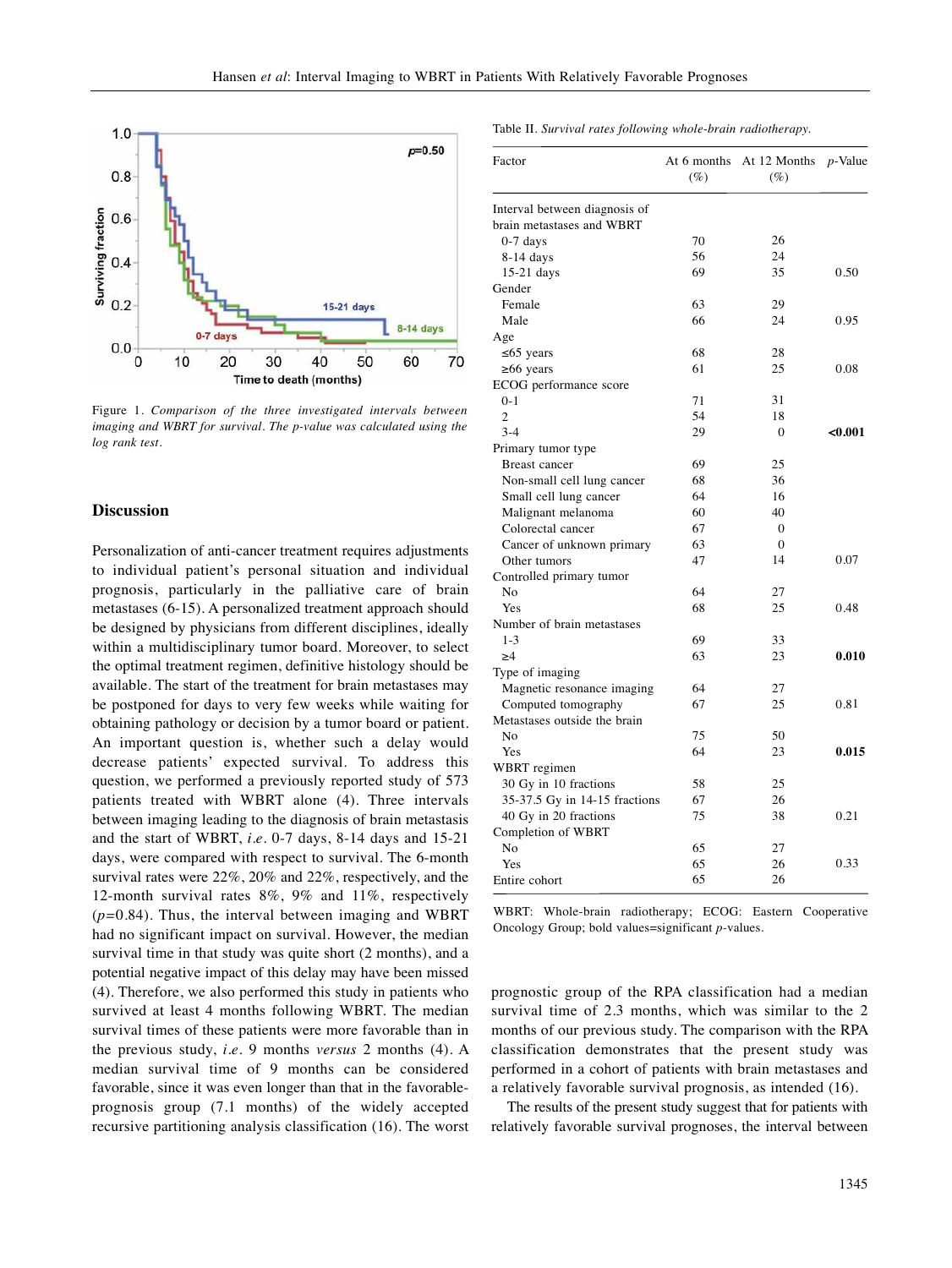Figure 1. *Comparison of the three investigated intervals between imaging and WBRT for survival. The p-value was calculated using the log rank test.*

Table II. *Survival rates following whole-brain radiotherapy.*

| Factor | At 6 months (%) | At 12 Months (%) | *p*-Value |
|---|---|---|---|
| Interval between diagnosis of brain metastases and WBRT | | | |
| 0-7 days | 70 | 26 | |
| 8-14 days | 56 | 24 | |
| 15-21 days | 69 | 35 | 0.50 |
| Gender | | | |
| Female | 63 | 29 | |
| Male | 66 | 24 | 0.95 |
| Age | | | |
| ≤65 years | 68 | 28 | |
| ≥66 years | 61 | 25 | 0.08 |
| ECOG performance score | | | |
| 0-1 | 71 | 31 | |
| 2 | 54 | 18 | |
| 3-4 | 29 | 0 | **<0.001** |
| Primary tumor type | | | |
| Breast cancer | 69 | 25 | |
| Non-small cell lung cancer | 68 | 36 | |
| Small cell lung cancer | 64 | 16 | |
| Malignant melanoma | 60 | 40 | |
| Colorectal cancer | 67 | 0 | |
| Cancer of unknown primary | 63 | 0 | |
| Other tumors | 47 | 14 | 0.07 |
| Controlled primary tumor | | | |
| No | 64 | 27 | |
| Yes | 68 | 25 | 0.48 |
| Number of brain metastases | | | |
| 1-3 | 69 | 33 | |
| ≥4 | 63 | 23 | **0.010** |
| Type of imaging | | | |
| Magnetic resonance imaging | 64 | 27 | |
| Computed tomography | 67 | 25 | 0.81 |
| Metastases outside the brain | | | |
| No | 75 | 50 | |
| Yes | 64 | 23 | **0.015** |
| WBRT regimen | | | |
| 30 Gy in 10 fractions | 58 | 25 | |
| 35-37.5 Gy in 14-15 fractions | 67 | 26 | |
| 40 Gy in 20 fractions | 75 | 38 | 0.21 |
| Completion of WBRT | | | |
| No | 65 | 27 | |
| Yes | 65 | 26 | 0.33 |
| Entire cohort | 65 | 26 | |

WBRT: Whole-brain radiotherapy; ECOG: Eastern Cooperative Oncology Group; bold values=significant *p*-values.

## Discussion

Personalization of anti-cancer treatment requires adjustments to individual patient's personal situation and individual prognosis, particularly in the palliative care of brain metastases (6-15). A personalized treatment approach should be designed by physicians from different disciplines, ideally within a multidisciplinary tumor board. Moreover, to select the optimal treatment regimen, definitive histology should be available. The start of the treatment for brain metastases may be postponed for days to very few weeks while waiting for obtaining pathology or decision by a tumor board or patient. An important question is, whether such a delay would decrease patients' expected survival. To address this question, we performed a previously reported study of 573 patients treated with WBRT alone (4). Three intervals between imaging leading to the diagnosis of brain metastasis and the start of WBRT, *i.e.* 0-7 days, 8-14 days and 15-21 days, were compared with respect to survival. The 6-month survival rates were 22%, 20% and 22%, respectively, and the 12-month survival rates 8%, 9% and 11%, respectively ($p=0.84$). Thus, the interval between imaging and WBRT had no significant impact on survival. However, the median survival time in that study was quite short (2 months), and a potential negative impact of this delay may have been missed (4). Therefore, we also performed this study in patients who survived at least 4 months following WBRT. The median survival times of these patients were more favorable than in the previous study, *i.e.* 9 months *versus* 2 months (4). A median survival time of 9 months can be considered favorable, since it was even longer than that in the favorable-prognosis group (7.1 months) of the widely accepted recursive partitioning analysis classification (16). The worst prognostic group of the RPA classification had a median survival time of 2.3 months, which was similar to the 2 months of our previous study. The comparison with the RPA classification demonstrates that the present study was performed in a cohort of patients with brain metastases and a relatively favorable survival prognosis, as intended (16).

The results of the present study suggest that for patients with relatively favorable survival prognoses, the interval between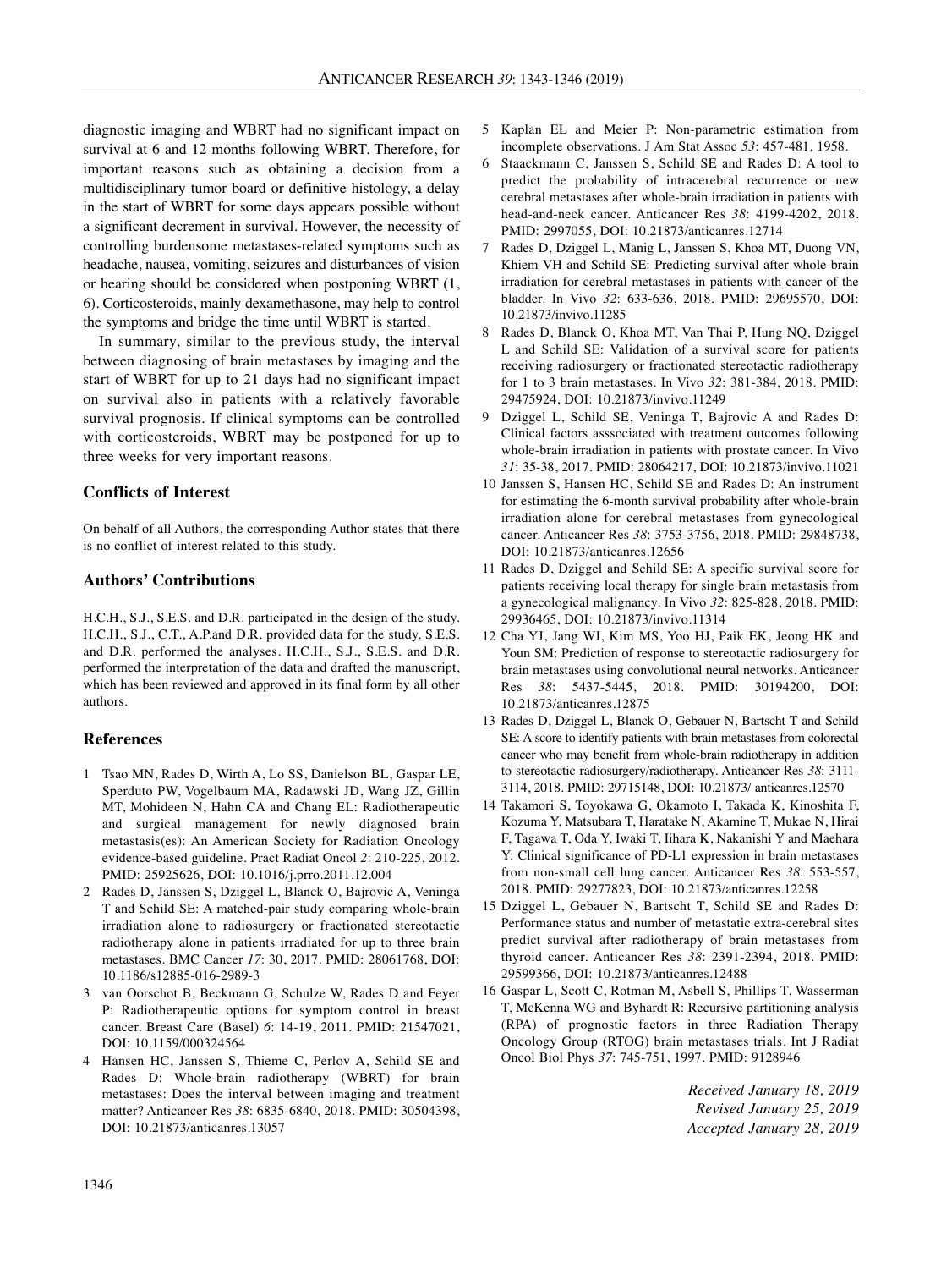diagnostic imaging and WBRT had no significant impact on survival at 6 and 12 months following WBRT. Therefore, for important reasons such as obtaining a decision from a multidisciplinary tumor board or definitive histology, a delay in the start of WBRT for some days appears possible without a significant decrement in survival. However, the necessity of controlling burdensome metastases-related symptoms such as headache, nausea, vomiting, seizures and disturbances of vision or hearing should be considered when postponing WBRT (1, 6). Corticosteroids, mainly dexamethasone, may help to control the symptoms and bridge the time until WBRT is started.

In summary, similar to the previous study, the interval between diagnosing of brain metastases by imaging and the start of WBRT for up to 21 days had no significant impact on survival also in patients with a relatively favorable survival prognosis. If clinical symptoms can be controlled with corticosteroids, WBRT may be postponed for up to three weeks for very important reasons.

## Conflicts of Interest

On behalf of all Authors, the corresponding Author states that there is no conflict of interest related to this study.

## Authors' Contributions

H.C.H., S.J., S.E.S. and D.R. participated in the design of the study. H.C.H., S.J., C.T., A.P.and D.R. provided data for the study. S.E.S. and D.R. performed the analyses. H.C.H., S.J., S.E.S. and D.R. performed the interpretation of the data and drafted the manuscript, which has been reviewed and approved in its final form by all other authors.

## References

1. Tsao MN, Rades D, Wirth A, Lo SS, Danielson BL, Gaspar LE, Sperduto PW, Vogelbaum MA, Radawski JD, Wang JZ, Gillin MT, Mohideen N, Hahn CA and Chang EL: Radiotherapeutic and surgical management for newly diagnosed brain metastasis(es): An American Society for Radiation Oncology evidence-based guideline. Pract Radiat Oncol *2*: 210-225, 2012. PMID: 25925626, DOI: 10.1016/j.prro.2011.12.004
2. Rades D, Janssen S, Dziggel L, Blanck O, Bajrovic A, Veninga T and Schild SE: A matched-pair study comparing whole-brain irradiation alone to radiosurgery or fractionated stereotactic radiotherapy alone in patients irradiated for up to three brain metastases. BMC Cancer *17*: 30, 2017. PMID: 28061768, DOI: 10.1186/s12885-016-2989-3
3. van Oorschot B, Beckmann G, Schulze W, Rades D and Feyer P: Radiotherapeutic options for symptom control in breast cancer. Breast Care (Basel) *6*: 14-19, 2011. PMID: 21547021, DOI: 10.1159/000324564
4. Hansen HC, Janssen S, Thieme C, Perlov A, Schild SE and Rades D: Whole-brain radiotherapy (WBRT) for brain metastases: Does the interval between imaging and treatment matter? Anticancer Res *38*: 6835-6840, 2018. PMID: 30504398, DOI: 10.21873/anticanres.13057
5. Kaplan EL and Meier P: Non-parametric estimation from incomplete observations. J Am Stat Assoc *53*: 457-481, 1958.
6. Staackmann C, Janssen S, Schild SE and Rades D: A tool to predict the probability of intracerebral recurrence or new cerebral metastases after whole-brain irradiation in patients with head-and-neck cancer. Anticancer Res *38*: 4199-4202, 2018. PMID: 2997055, DOI: 10.21873/anticanres.12714
7. Rades D, Dziggel L, Manig L, Janssen S, Khoa MT, Duong VN, Khiem VH and Schild SE: Predicting survival after whole-brain irradiation for cerebral metastases in patients with cancer of the bladder. In Vivo *32*: 633-636, 2018. PMID: 29695570, DOI: 10.21873/invivo.11285
8. Rades D, Blanck O, Khoa MT, Van Thai P, Hung NQ, Dziggel L and Schild SE: Validation of a survival score for patients receiving radiosurgery or fractionated stereotactic radiotherapy for 1 to 3 brain metastases. In Vivo *32*: 381-384, 2018. PMID: 29475924, DOI: 10.21873/invivo.11249
9. Dziggel L, Schild SE, Veninga T, Bajrovic A and Rades D: Clinical factors asssociated with treatment outcomes following whole-brain irradiation in patients with prostate cancer. In Vivo *31*: 35-38, 2017. PMID: 28064217, DOI: 10.21873/invivo.11021
10. Janssen S, Hansen HC, Schild SE and Rades D: An instrument for estimating the 6-month survival probability after whole-brain irradiation alone for cerebral metastases from gynecological cancer. Anticancer Res *38*: 3753-3756, 2018. PMID: 29848738, DOI: 10.21873/anticanres.12656
11. Rades D, Dziggel and Schild SE: A specific survival score for patients receiving local therapy for single brain metastasis from a gynecological malignancy. In Vivo *32*: 825-828, 2018. PMID: 29936465, DOI: 10.21873/invivo.11314
12. Cha YJ, Jang WI, Kim MS, Yoo HJ, Paik EK, Jeong HK and Youn SM: Prediction of response to stereotactic radiosurgery for brain metastases using convolutional neural networks. Anticancer Res *38*: 5437-5445, 2018. PMID: 30194200, DOI: 10.21873/anticanres.12875
13. Rades D, Dziggel L, Blanck O, Gebauer N, Bartscht T and Schild SE: A score to identify patients with brain metastases from colorectal cancer who may benefit from whole-brain radiotherapy in addition to stereotactic radiosurgery/radiotherapy. Anticancer Res *38*: 3111-3114, 2018. PMID: 29715148, DOI: 10.21873/ anticanres.12570
14. Takamori S, Toyokawa G, Okamoto I, Takada K, Kinoshita F, Kozuma Y, Matsubara T, Haratake N, Akamine T, Mukae N, Hirai F, Tagawa T, Oda Y, Iwaki T, Iihara K, Nakanishi Y and Maehara Y: Clinical significance of PD-L1 expression in brain metastases from non-small cell lung cancer. Anticancer Res *38*: 553-557, 2018. PMID: 29277823, DOI: 10.21873/anticanres.12258
15. Dziggel L, Gebauer N, Bartscht T, Schild SE and Rades D: Performance status and number of metastatic extra-cerebral sites predict survival after radiotherapy of brain metastases from thyroid cancer. Anticancer Res *38*: 2391-2394, 2018. PMID: 29599366, DOI: 10.21873/anticanres.12488
16. Gaspar L, Scott C, Rotman M, Asbell S, Phillips T, Wasserman T, McKenna WG and Byhardt R: Recursive partitioning analysis (RPA) of prognostic factors in three Radiation Therapy Oncology Group (RTOG) brain metastases trials. Int J Radiat Oncol Biol Phys *37*: 745-751, 1997. PMID: 9128946

*Received January 18, 2019*
*Revised January 25, 2019*
*Accepted January 28, 2019*